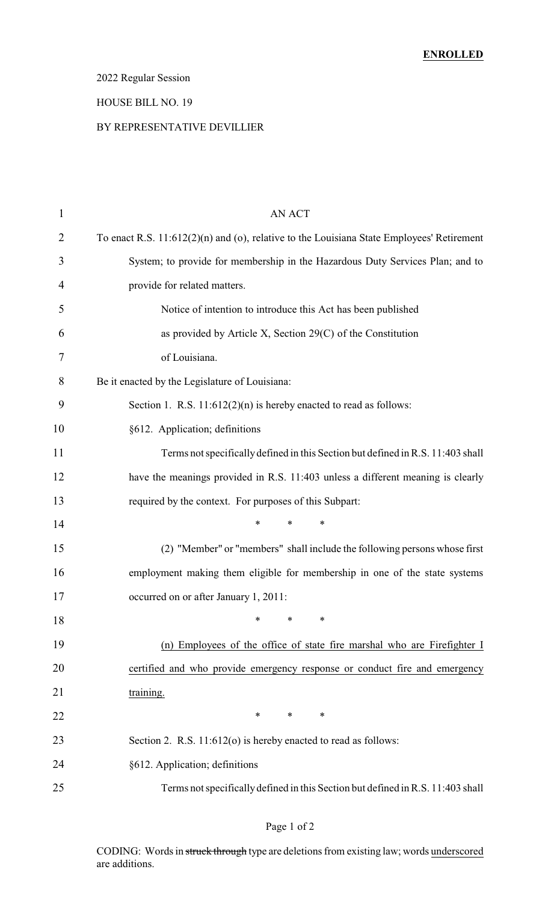**ENROLLED**

2022 Regular Session

HOUSE BILL NO. 19

BY REPRESENTATIVE DEVILLIER

AN ACT

To enact R.S. 11:612(2)(n) and (o), relative to the Louisiana State Employees' Retirement System; to provide for membership in the Hazardous Duty Services Plan; and to provide for related matters.

Notice of intention to introduce this Act has been published as provided by Article X, Section 29(C) of the Constitution of Louisiana.

Be it enacted by the Legislature of Louisiana:

Section 1. R.S. 11:612(2)(n) is hereby enacted to read as follows:

§612. Application; definitions

Terms not specifically defined in this Section but defined in R.S. 11:403 shall have the meanings provided in R.S. 11:403 unless a different meaning is clearly required by the context. For purposes of this Subpart:

\* \* \*

(2) "Member" or "members" shall include the following persons whose first employment making them eligible for membership in one of the state systems occurred on or after January 1, 2011:

\* \* \*

<u>(n) Employees of the office of state fire marshal who are Firefighter I certified and who provide emergency response or conduct fire and emergency training.</u>

\* \* \*

Section 2. R.S. 11:612(o) is hereby enacted to read as follows:

§612. Application; definitions

Terms not specifically defined in this Section but defined in R.S. 11:403 shall

CODING: Words in ~~struck through~~ type are deletions from existing law; words <u>underscored</u> are additions.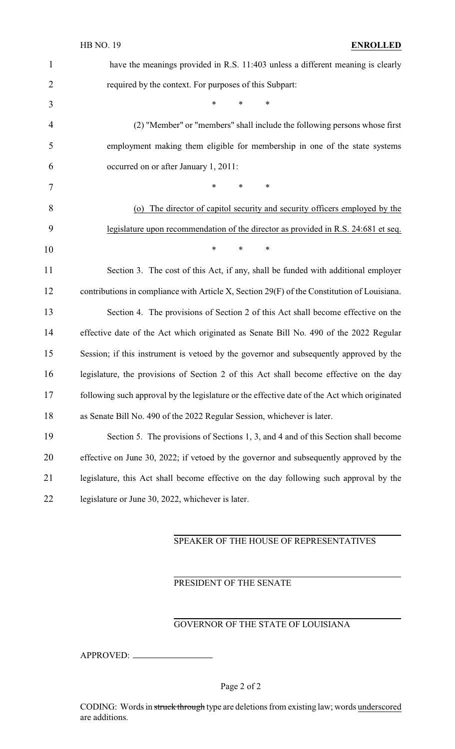have the meanings provided in R.S. 11:403 unless a different meaning is clearly required by the context. For purposes of this Subpart:

\* \* \*

(2) "Member" or "members" shall include the following persons whose first employment making them eligible for membership in one of the state systems occurred on or after January 1, 2011:

\* \* \*

<u>(o) The director of capitol security and security officers employed by the legislature upon recommendation of the director as provided in R.S. 24:681 et seq.</u>

\* \* \*

Section 3. The cost of this Act, if any, shall be funded with additional employer contributions in compliance with Article X, Section 29(F) of the Constitution of Louisiana.

Section 4. The provisions of Section 2 of this Act shall become effective on the effective date of the Act which originated as Senate Bill No. 490 of the 2022 Regular Session; if this instrument is vetoed by the governor and subsequently approved by the legislature, the provisions of Section 2 of this Act shall become effective on the day following such approval by the legislature or the effective date of the Act which originated as Senate Bill No. 490 of the 2022 Regular Session, whichever is later.

Section 5. The provisions of Sections 1, 3, and 4 and of this Section shall become effective on June 30, 2022; if vetoed by the governor and subsequently approved by the legislature, this Act shall become effective on the day following such approval by the legislature or June 30, 2022, whichever is later.

SPEAKER OF THE HOUSE OF REPRESENTATIVES

PRESIDENT OF THE SENATE

GOVERNOR OF THE STATE OF LOUISIANA

APPROVED: ____________________

CODING: Words in ~~struck through~~ type are deletions from existing law; words <u>underscored</u> are additions.